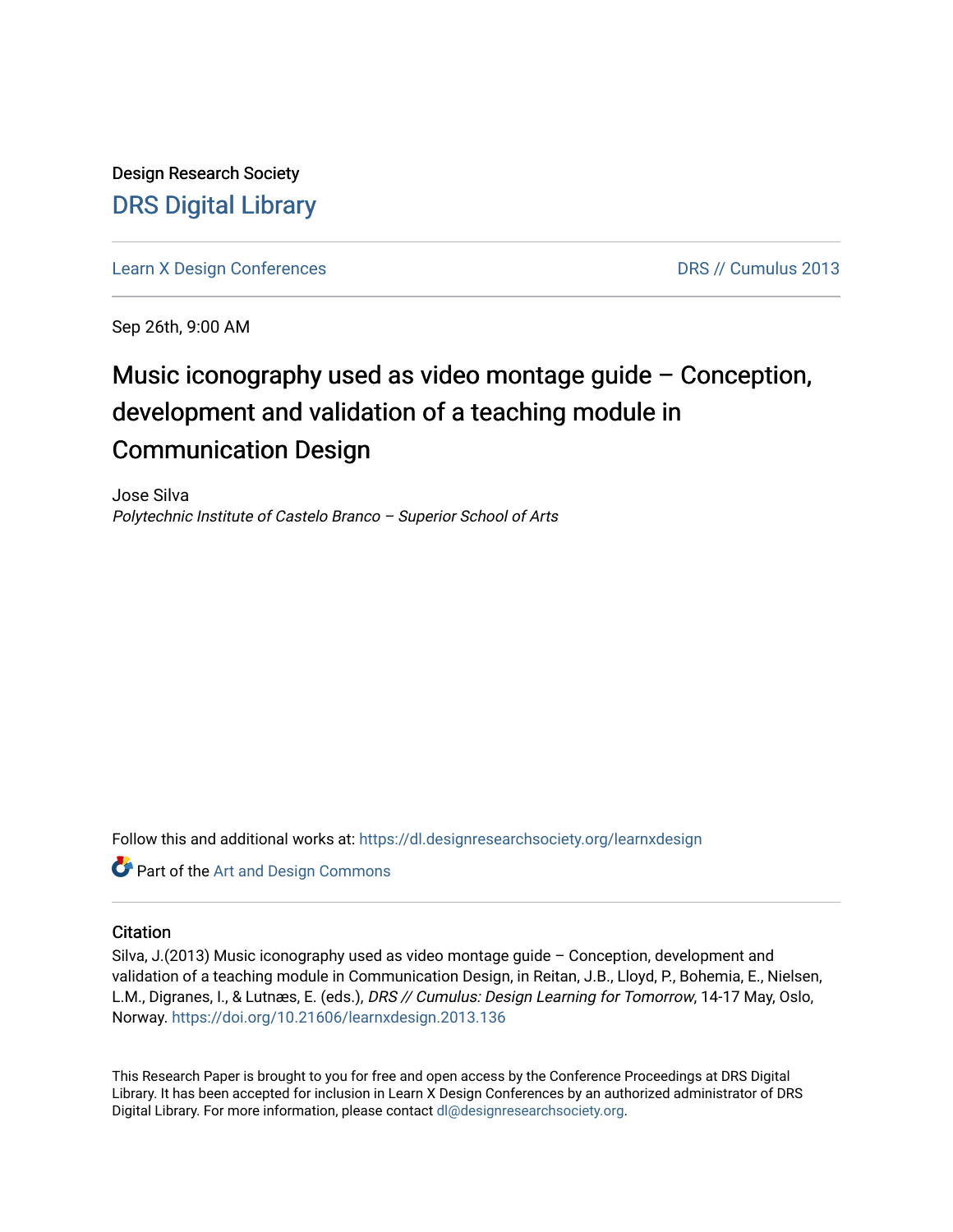Design Research Society

# DRS Digital Library

Learn X Design Conferences

DRS // Cumulus 2013

Sep 26th, 9:00 AM

## Music iconography used as video montage guide – Conception, development and validation of a teaching module in Communication Design

Jose Silva

*Polytechnic Institute of Castelo Branco – Superior School of Arts*

Follow this and additional works at: https://dl.designresearchsociety.org/learnxdesign

Part of the Art and Design Commons

### Citation

Silva, J.(2013) Music iconography used as video montage guide – Conception, development and validation of a teaching module in Communication Design, in Reitan, J.B., Lloyd, P., Bohemia, E., Nielsen, L.M., Digranes, I., & Lutnæs, E. (eds.), *DRS // Cumulus: Design Learning for Tomorrow*, 14-17 May, Oslo, Norway. https://doi.org/10.21606/learnxdesign.2013.136

This Research Paper is brought to you for free and open access by the Conference Proceedings at DRS Digital Library. It has been accepted for inclusion in Learn X Design Conferences by an authorized administrator of DRS Digital Library. For more information, please contact dl@designresearchsociety.org.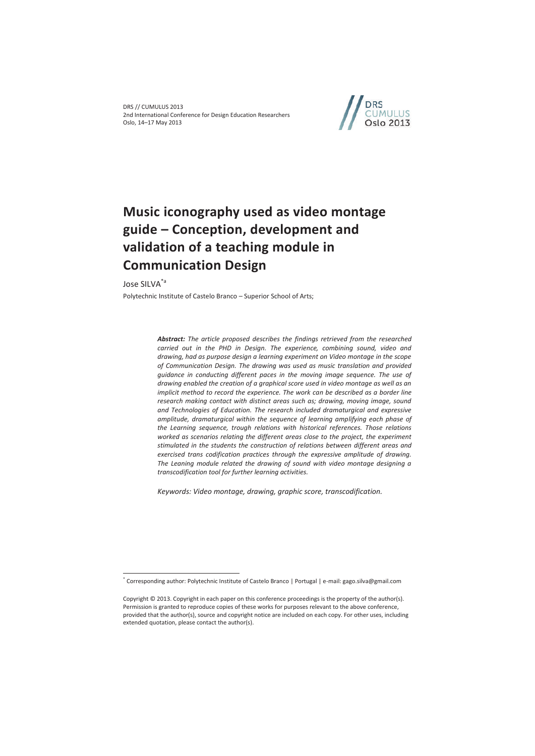# Music iconography used as video montage guide – Conception, development and validation of a teaching module in Communication Design

Jose SILVA[*a]

Polytechnic Institute of Castelo Branco – Superior School of Arts;

***Abstract:*** *The article proposed describes the findings retrieved from the researched carried out in the PHD in Design. The experience, combining sound, video and drawing, had as purpose design a learning experiment on Video montage in the scope of Communication Design. The drawing was used as music translation and provided guidance in conducting different paces in the moving image sequence. The use of drawing enabled the creation of a graphical score used in video montage as well as an implicit method to record the experience. The work can be described as a border line research making contact with distinct areas such as; drawing, moving image, sound and Technologies of Education. The research included dramaturgical and expressive amplitude, dramaturgical within the sequence of learning amplifying each phase of the Learning sequence, trough relations with historical references. Those relations worked as scenarios relating the different areas close to the project, the experiment stimulated in the students the construction of relations between different areas and exercised trans codification practices through the expressive amplitude of drawing. The Leaning module related the drawing of sound with video montage designing a transcodification tool for further learning activities.*

*Keywords: Video montage, drawing, graphic score, transcodification.*

[*] Corresponding author: Polytechnic Institute of Castelo Branco | Portugal | e-mail: gago.silva@gmail.com

Copyright © 2013. Copyright in each paper on this conference proceedings is the property of the author(s). Permission is granted to reproduce copies of these works for purposes relevant to the above conference, provided that the author(s), source and copyright notice are included on each copy. For other uses, including extended quotation, please contact the author(s).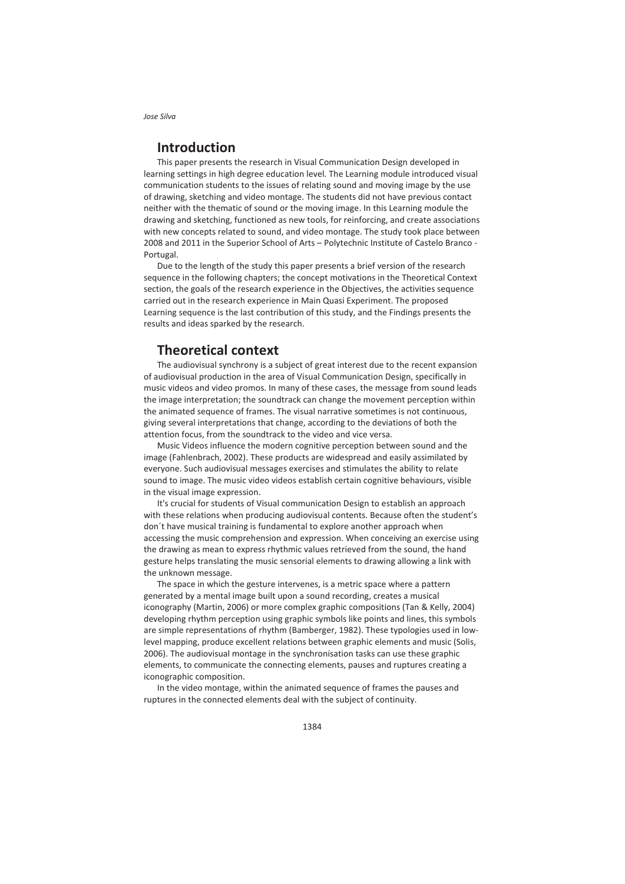## Introduction

This paper presents the research in Visual Communication Design developed in learning settings in high degree education level. The Learning module introduced visual communication students to the issues of relating sound and moving image by the use of drawing, sketching and video montage. The students did not have previous contact neither with the thematic of sound or the moving image. In this Learning module the drawing and sketching, functioned as new tools, for reinforcing, and create associations with new concepts related to sound, and video montage. The study took place between 2008 and 2011 in the Superior School of Arts – Polytechnic Institute of Castelo Branco - Portugal.

Due to the length of the study this paper presents a brief version of the research sequence in the following chapters; the concept motivations in the Theoretical Context section, the goals of the research experience in the Objectives, the activities sequence carried out in the research experience in Main Quasi Experiment. The proposed Learning sequence is the last contribution of this study, and the Findings presents the results and ideas sparked by the research.

## Theoretical context

The audiovisual synchrony is a subject of great interest due to the recent expansion of audiovisual production in the area of Visual Communication Design, specifically in music videos and video promos. In many of these cases, the message from sound leads the image interpretation; the soundtrack can change the movement perception within the animated sequence of frames. The visual narrative sometimes is not continuous, giving several interpretations that change, according to the deviations of both the attention focus, from the soundtrack to the video and vice versa.

Music Videos influence the modern cognitive perception between sound and the image (Fahlenbrach, 2002). These products are widespread and easily assimilated by everyone. Such audiovisual messages exercises and stimulates the ability to relate sound to image. The music video videos establish certain cognitive behaviours, visible in the visual image expression.

It's crucial for students of Visual communication Design to establish an approach with these relations when producing audiovisual contents. Because often the student's don´t have musical training is fundamental to explore another approach when accessing the music comprehension and expression. When conceiving an exercise using the drawing as mean to express rhythmic values retrieved from the sound, the hand gesture helps translating the music sensorial elements to drawing allowing a link with the unknown message.

The space in which the gesture intervenes, is a metric space where a pattern generated by a mental image built upon a sound recording, creates a musical iconography (Martin, 2006) or more complex graphic compositions (Tan & Kelly, 2004) developing rhythm perception using graphic symbols like points and lines, this symbols are simple representations of rhythm (Bamberger, 1982). These typologies used in low-level mapping, produce excellent relations between graphic elements and music (Solis, 2006). The audiovisual montage in the synchronisation tasks can use these graphic elements, to communicate the connecting elements, pauses and ruptures creating a iconographic composition.

In the video montage, within the animated sequence of frames the pauses and ruptures in the connected elements deal with the subject of continuity.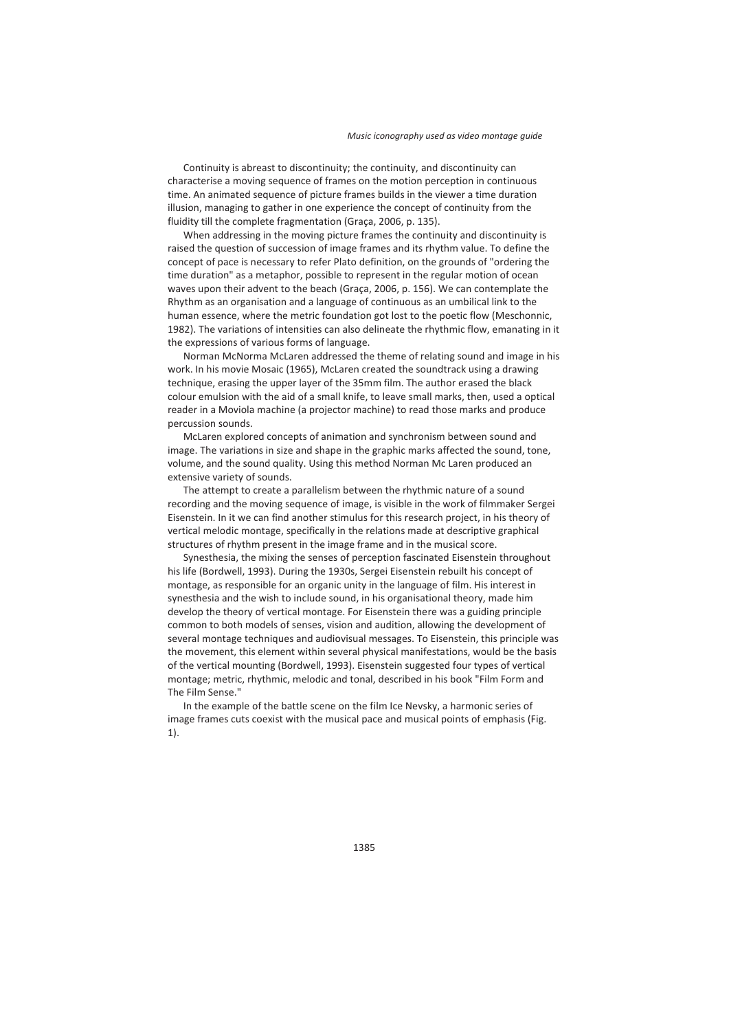Continuity is abreast to discontinuity; the continuity, and discontinuity can characterise a moving sequence of frames on the motion perception in continuous time. An animated sequence of picture frames builds in the viewer a time duration illusion, managing to gather in one experience the concept of continuity from the fluidity till the complete fragmentation (Graça, 2006, p. 135).

When addressing in the moving picture frames the continuity and discontinuity is raised the question of succession of image frames and its rhythm value. To define the concept of pace is necessary to refer Plato definition, on the grounds of "ordering the time duration" as a metaphor, possible to represent in the regular motion of ocean waves upon their advent to the beach (Graça, 2006, p. 156). We can contemplate the Rhythm as an organisation and a language of continuous as an umbilical link to the human essence, where the metric foundation got lost to the poetic flow (Meschonnic, 1982). The variations of intensities can also delineate the rhythmic flow, emanating in it the expressions of various forms of language.

Norman McNorma McLaren addressed the theme of relating sound and image in his work. In his movie Mosaic (1965), McLaren created the soundtrack using a drawing technique, erasing the upper layer of the 35mm film. The author erased the black colour emulsion with the aid of a small knife, to leave small marks, then, used a optical reader in a Moviola machine (a projector machine) to read those marks and produce percussion sounds.

McLaren explored concepts of animation and synchronism between sound and image. The variations in size and shape in the graphic marks affected the sound, tone, volume, and the sound quality. Using this method Norman Mc Laren produced an extensive variety of sounds.

The attempt to create a parallelism between the rhythmic nature of a sound recording and the moving sequence of image, is visible in the work of filmmaker Sergei Eisenstein. In it we can find another stimulus for this research project, in his theory of vertical melodic montage, specifically in the relations made at descriptive graphical structures of rhythm present in the image frame and in the musical score.

Synesthesia, the mixing the senses of perception fascinated Eisenstein throughout his life (Bordwell, 1993). During the 1930s, Sergei Eisenstein rebuilt his concept of montage, as responsible for an organic unity in the language of film. His interest in synesthesia and the wish to include sound, in his organisational theory, made him develop the theory of vertical montage. For Eisenstein there was a guiding principle common to both models of senses, vision and audition, allowing the development of several montage techniques and audiovisual messages. To Eisenstein, this principle was the movement, this element within several physical manifestations, would be the basis of the vertical mounting (Bordwell, 1993). Eisenstein suggested four types of vertical montage; metric, rhythmic, melodic and tonal, described in his book "Film Form and The Film Sense."

In the example of the battle scene on the film Ice Nevsky, a harmonic series of image frames cuts coexist with the musical pace and musical points of emphasis (Fig. 1).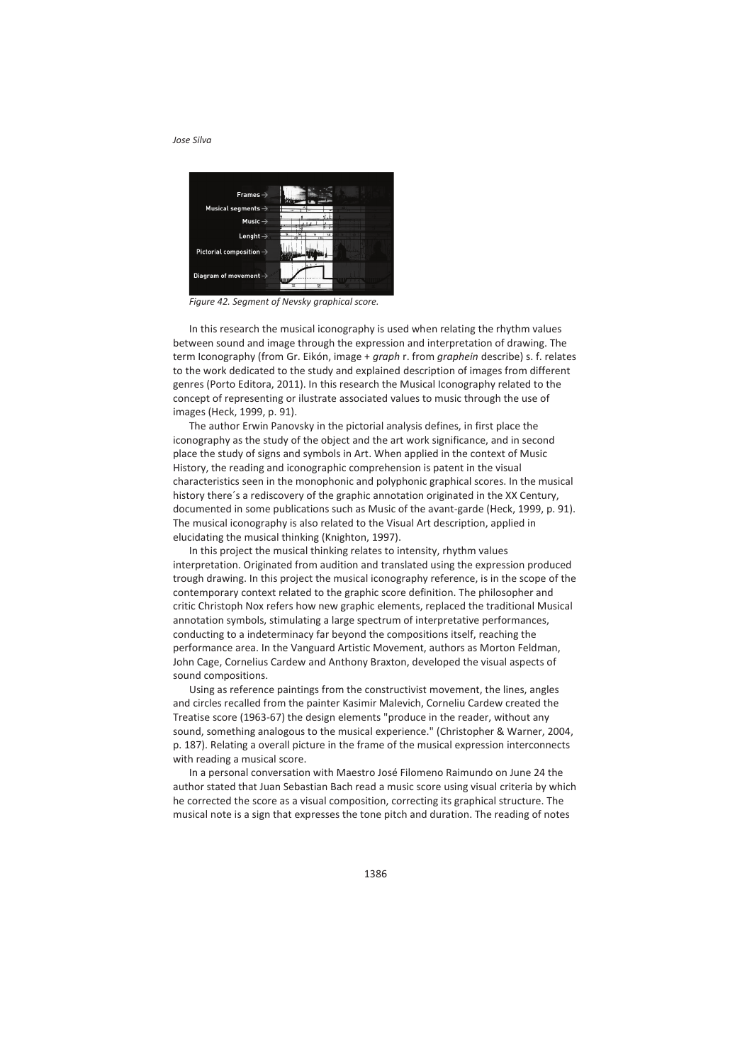Frames →
Musical segments →
Music →
Lenght →
Pictorial composition →
Diagram of movement →

*Figure 42. Segment of Nevsky graphical score.*

In this research the musical iconography is used when relating the rhythm values between sound and image through the expression and interpretation of drawing. The term Iconography (from Gr. Eikón, image + *graph* r. from *graphein* describe) s. f. relates to the work dedicated to the study and explained description of images from different genres (Porto Editora, 2011). In this research the Musical Iconography related to the concept of representing or ilustrate associated values to music through the use of images (Heck, 1999, p. 91).

The author Erwin Panovsky in the pictorial analysis defines, in first place the iconography as the study of the object and the art work significance, and in second place the study of signs and symbols in Art. When applied in the context of Music History, the reading and iconographic comprehension is patent in the visual characteristics seen in the monophonic and polyphonic graphical scores. In the musical history there´s a rediscovery of the graphic annotation originated in the XX Century, documented in some publications such as Music of the avant-garde (Heck, 1999, p. 91). The musical iconography is also related to the Visual Art description, applied in elucidating the musical thinking (Knighton, 1997).

In this project the musical thinking relates to intensity, rhythm values interpretation. Originated from audition and translated using the expression produced trough drawing. In this project the musical iconography reference, is in the scope of the contemporary context related to the graphic score definition. The philosopher and critic Christoph Nox refers how new graphic elements, replaced the traditional Musical annotation symbols, stimulating a large spectrum of interpretative performances, conducting to a indeterminacy far beyond the compositions itself, reaching the performance area. In the Vanguard Artistic Movement, authors as Morton Feldman, John Cage, Cornelius Cardew and Anthony Braxton, developed the visual aspects of sound compositions.

Using as reference paintings from the constructivist movement, the lines, angles and circles recalled from the painter Kasimir Malevich, Corneliu Cardew created the Treatise score (1963-67) the design elements "produce in the reader, without any sound, something analogous to the musical experience." (Christopher & Warner, 2004, p. 187). Relating a overall picture in the frame of the musical expression interconnects with reading a musical score.

In a personal conversation with Maestro José Filomeno Raimundo on June 24 the author stated that Juan Sebastian Bach read a music score using visual criteria by which he corrected the score as a visual composition, correcting its graphical structure. The musical note is a sign that expresses the tone pitch and duration. The reading of notes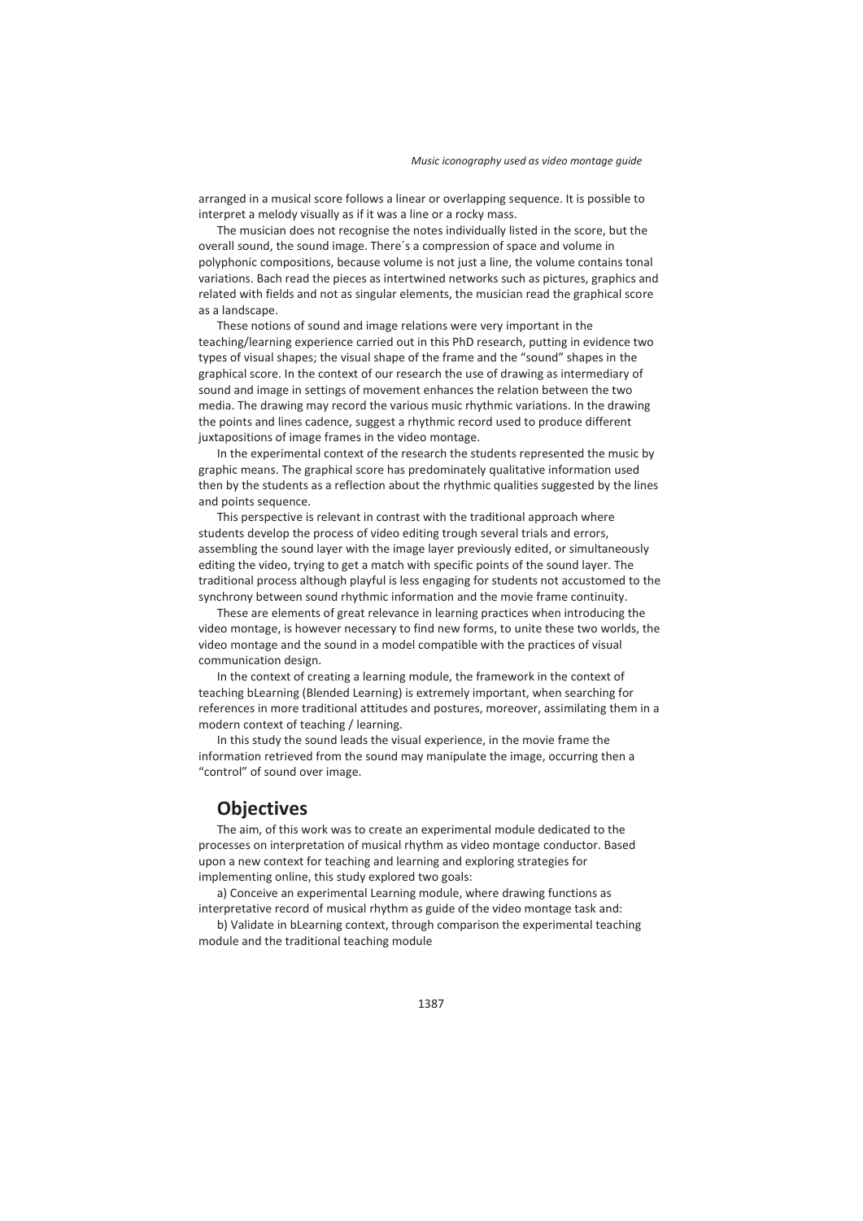arranged in a musical score follows a linear or overlapping sequence. It is possible to interpret a melody visually as if it was a line or a rocky mass.

The musician does not recognise the notes individually listed in the score, but the overall sound, the sound image. There´s a compression of space and volume in polyphonic compositions, because volume is not just a line, the volume contains tonal variations. Bach read the pieces as intertwined networks such as pictures, graphics and related with fields and not as singular elements, the musician read the graphical score as a landscape.

These notions of sound and image relations were very important in the teaching/learning experience carried out in this PhD research, putting in evidence two types of visual shapes; the visual shape of the frame and the "sound" shapes in the graphical score. In the context of our research the use of drawing as intermediary of sound and image in settings of movement enhances the relation between the two media. The drawing may record the various music rhythmic variations. In the drawing the points and lines cadence, suggest a rhythmic record used to produce different juxtapositions of image frames in the video montage.

In the experimental context of the research the students represented the music by graphic means. The graphical score has predominately qualitative information used then by the students as a reflection about the rhythmic qualities suggested by the lines and points sequence.

This perspective is relevant in contrast with the traditional approach where students develop the process of video editing trough several trials and errors, assembling the sound layer with the image layer previously edited, or simultaneously editing the video, trying to get a match with specific points of the sound layer. The traditional process although playful is less engaging for students not accustomed to the synchrony between sound rhythmic information and the movie frame continuity.

These are elements of great relevance in learning practices when introducing the video montage, is however necessary to find new forms, to unite these two worlds, the video montage and the sound in a model compatible with the practices of visual communication design.

In the context of creating a learning module, the framework in the context of teaching bLearning (Blended Learning) is extremely important, when searching for references in more traditional attitudes and postures, moreover, assimilating them in a modern context of teaching / learning.

In this study the sound leads the visual experience, in the movie frame the information retrieved from the sound may manipulate the image, occurring then a "control" of sound over image.

## Objectives

The aim, of this work was to create an experimental module dedicated to the processes on interpretation of musical rhythm as video montage conductor. Based upon a new context for teaching and learning and exploring strategies for implementing online, this study explored two goals:

a) Conceive an experimental Learning module, where drawing functions as interpretative record of musical rhythm as guide of the video montage task and:

b) Validate in bLearning context, through comparison the experimental teaching module and the traditional teaching module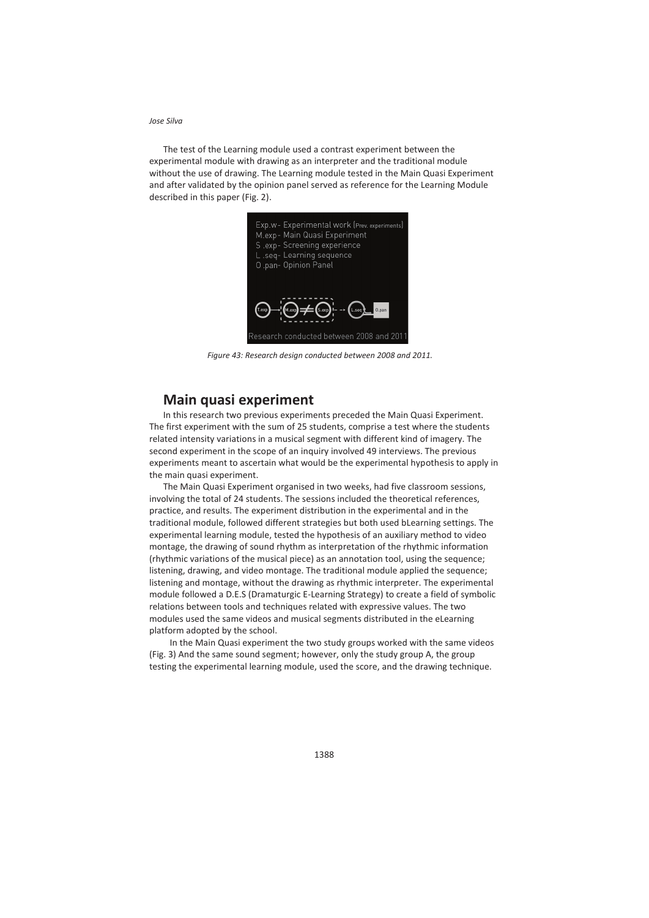The test of the Learning module used a contrast experiment between the experimental module with drawing as an interpreter and the traditional module without the use of drawing. The Learning module tested in the Main Quasi Experiment and after validated by the opinion panel served as reference for the Learning Module described in this paper (Fig. 2).

Exp.w- Experimental work (Prev. experiments)
M.exp- Main Quasi Experiment
S .exp- Screening experience
L .seq- Learning sequence
O .pan- Opinion Panel

T.exp
M.exp
S.exp
L.seq
O.pan

Research conducted between 2008 and 2011

*Figure 43: Research design conducted between 2008 and 2011.*

## Main quasi experiment

In this research two previous experiments preceded the Main Quasi Experiment. The first experiment with the sum of 25 students, comprise a test where the students related intensity variations in a musical segment with different kind of imagery. The second experiment in the scope of an inquiry involved 49 interviews. The previous experiments meant to ascertain what would be the experimental hypothesis to apply in the main quasi experiment.

The Main Quasi Experiment organised in two weeks, had five classroom sessions, involving the total of 24 students. The sessions included the theoretical references, practice, and results. The experiment distribution in the experimental and in the traditional module, followed different strategies but both used bLearning settings. The experimental learning module, tested the hypothesis of an auxiliary method to video montage, the drawing of sound rhythm as interpretation of the rhythmic information (rhythmic variations of the musical piece) as an annotation tool, using the sequence; listening, drawing, and video montage. The traditional module applied the sequence; listening and montage, without the drawing as rhythmic interpreter. The experimental module followed a D.E.S (Dramaturgic E-Learning Strategy) to create a field of symbolic relations between tools and techniques related with expressive values. The two modules used the same videos and musical segments distributed in the eLearning platform adopted by the school.

In the Main Quasi experiment the two study groups worked with the same videos (Fig. 3) And the same sound segment; however, only the study group A, the group testing the experimental learning module, used the score, and the drawing technique.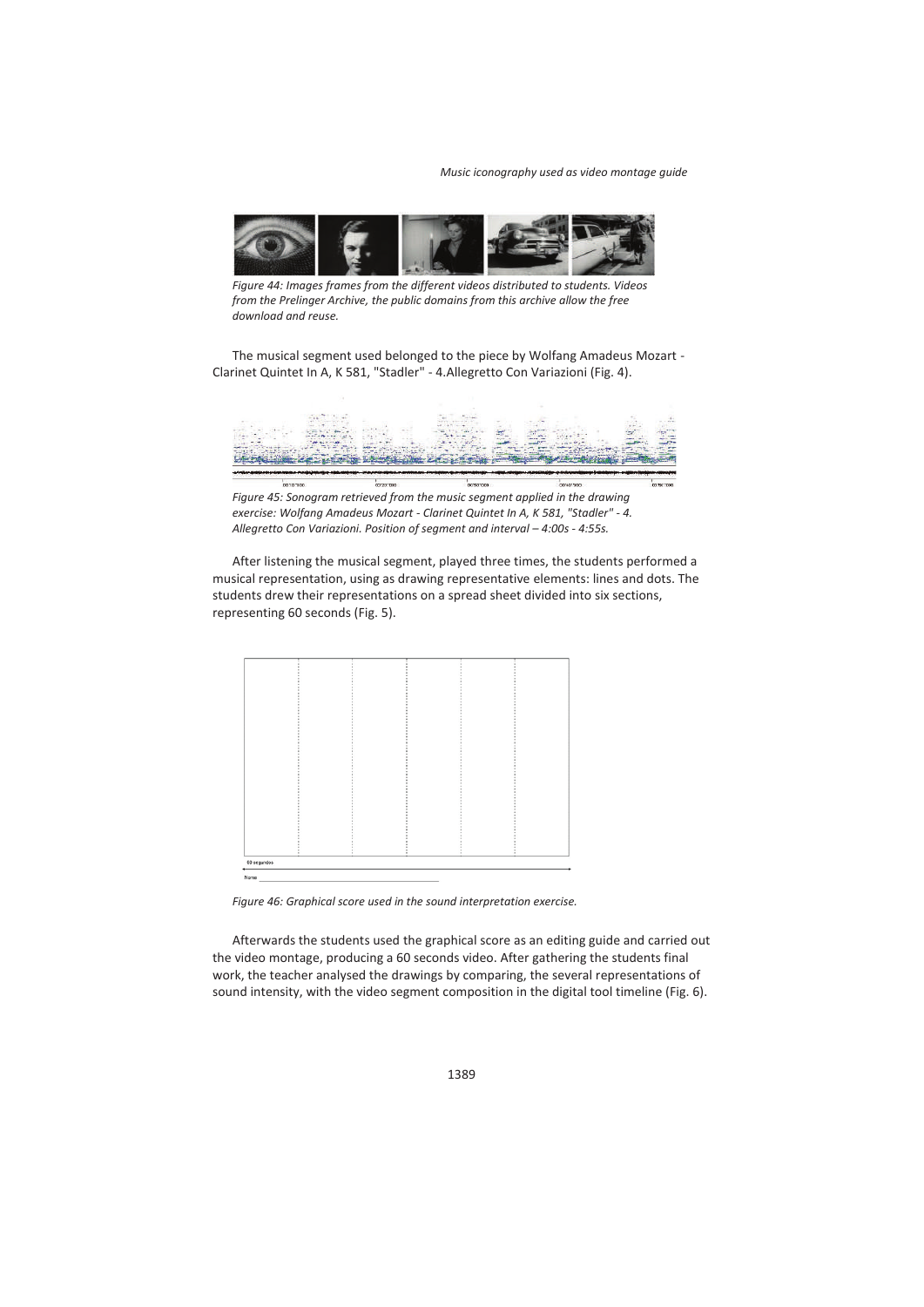*Figure 44: Images frames from the different videos distributed to students. Videos from the Prelinger Archive, the public domains from this archive allow the free download and reuse.*

The musical segment used belonged to the piece by Wolfang Amadeus Mozart - Clarinet Quintet In A, K 581, "Stadler" - 4.Allegretto Con Variazioni (Fig. 4).

*Figure 45: Sonogram retrieved from the music segment applied in the drawing exercise: Wolfang Amadeus Mozart - Clarinet Quintet In A, K 581, "Stadler" - 4. Allegretto Con Variazioni. Position of segment and interval – 4:00s - 4:55s.*

After listening the musical segment, played three times, the students performed a musical representation, using as drawing representative elements: lines and dots. The students drew their representations on a spread sheet divided into six sections, representing 60 seconds (Fig. 5).

60 segundos

Nome

*Figure 46: Graphical score used in the sound interpretation exercise.*

Afterwards the students used the graphical score as an editing guide and carried out the video montage, producing a 60 seconds video. After gathering the students final work, the teacher analysed the drawings by comparing, the several representations of sound intensity, with the video segment composition in the digital tool timeline (Fig. 6).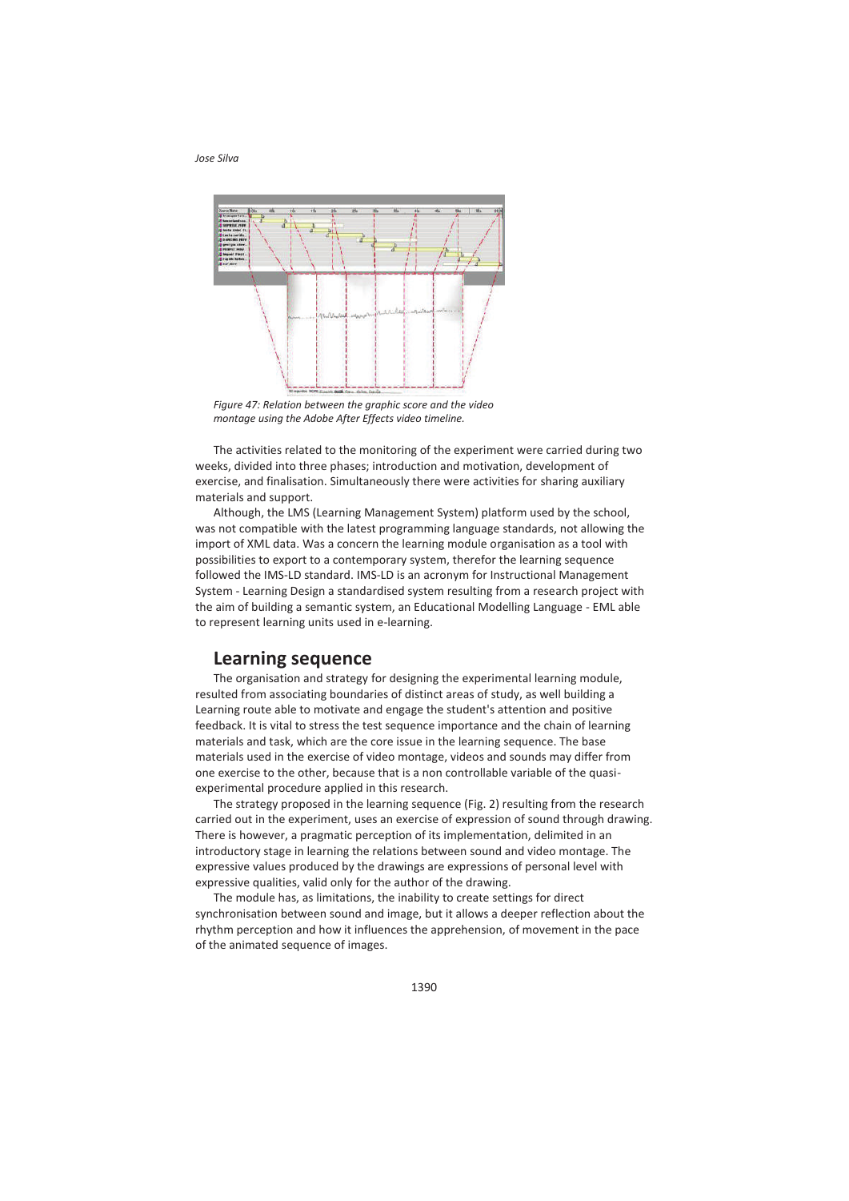Figure 47: Relation between the graphic score and the video montage using the Adobe After Effects video timeline.

The activities related to the monitoring of the experiment were carried during two weeks, divided into three phases; introduction and motivation, development of exercise, and finalisation. Simultaneously there were activities for sharing auxiliary materials and support.

Although, the LMS (Learning Management System) platform used by the school, was not compatible with the latest programming language standards, not allowing the import of XML data. Was a concern the learning module organisation as a tool with possibilities to export to a contemporary system, therefor the learning sequence followed the IMS-LD standard. IMS-LD is an acronym for Instructional Management System - Learning Design a standardised system resulting from a research project with the aim of building a semantic system, an Educational Modelling Language - EML able to represent learning units used in e-learning.

## Learning sequence

The organisation and strategy for designing the experimental learning module, resulted from associating boundaries of distinct areas of study, as well building a Learning route able to motivate and engage the student's attention and positive feedback. It is vital to stress the test sequence importance and the chain of learning materials and task, which are the core issue in the learning sequence. The base materials used in the exercise of video montage, videos and sounds may differ from one exercise to the other, because that is a non controllable variable of the quasi-experimental procedure applied in this research.

The strategy proposed in the learning sequence (Fig. 2) resulting from the research carried out in the experiment, uses an exercise of expression of sound through drawing. There is however, a pragmatic perception of its implementation, delimited in an introductory stage in learning the relations between sound and video montage. The expressive values produced by the drawings are expressions of personal level with expressive qualities, valid only for the author of the drawing.

The module has, as limitations, the inability to create settings for direct synchronisation between sound and image, but it allows a deeper reflection about the rhythm perception and how it influences the apprehension, of movement in the pace of the animated sequence of images.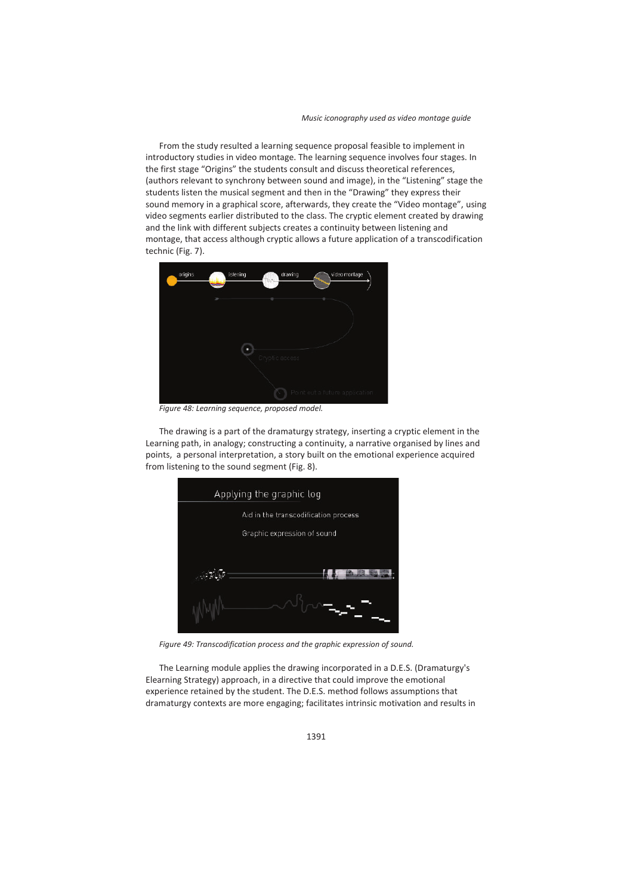From the study resulted a learning sequence proposal feasible to implement in introductory studies in video montage. The learning sequence involves four stages. In the first stage "Origins" the students consult and discuss theoretical references, (authors relevant to synchrony between sound and image), in the "Listening" stage the students listen the musical segment and then in the "Drawing" they express their sound memory in a graphical score, afterwards, they create the "Video montage", using video segments earlier distributed to the class. The cryptic element created by drawing and the link with different subjects creates a continuity between listening and montage, that access although cryptic allows a future application of a transcodification technic (Fig. 7).

origins

listening

drawing

video montage

Cryptic access

Point out a future application

*Figure 48: Learning sequence, proposed model.*

The drawing is a part of the dramaturgy strategy, inserting a cryptic element in the Learning path, in analogy; constructing a continuity, a narrative organised by lines and points, a personal interpretation, a story built on the emotional experience acquired from listening to the sound segment (Fig. 8).

Applying the graphic log

Aid in the transcodification process

Graphic expression of sound

*Figure 49: Transcodification process and the graphic expression of sound.*

The Learning module applies the drawing incorporated in a D.E.S. (Dramaturgy's Elearning Strategy) approach, in a directive that could improve the emotional experience retained by the student. The D.E.S. method follows assumptions that dramaturgy contexts are more engaging; facilitates intrinsic motivation and results in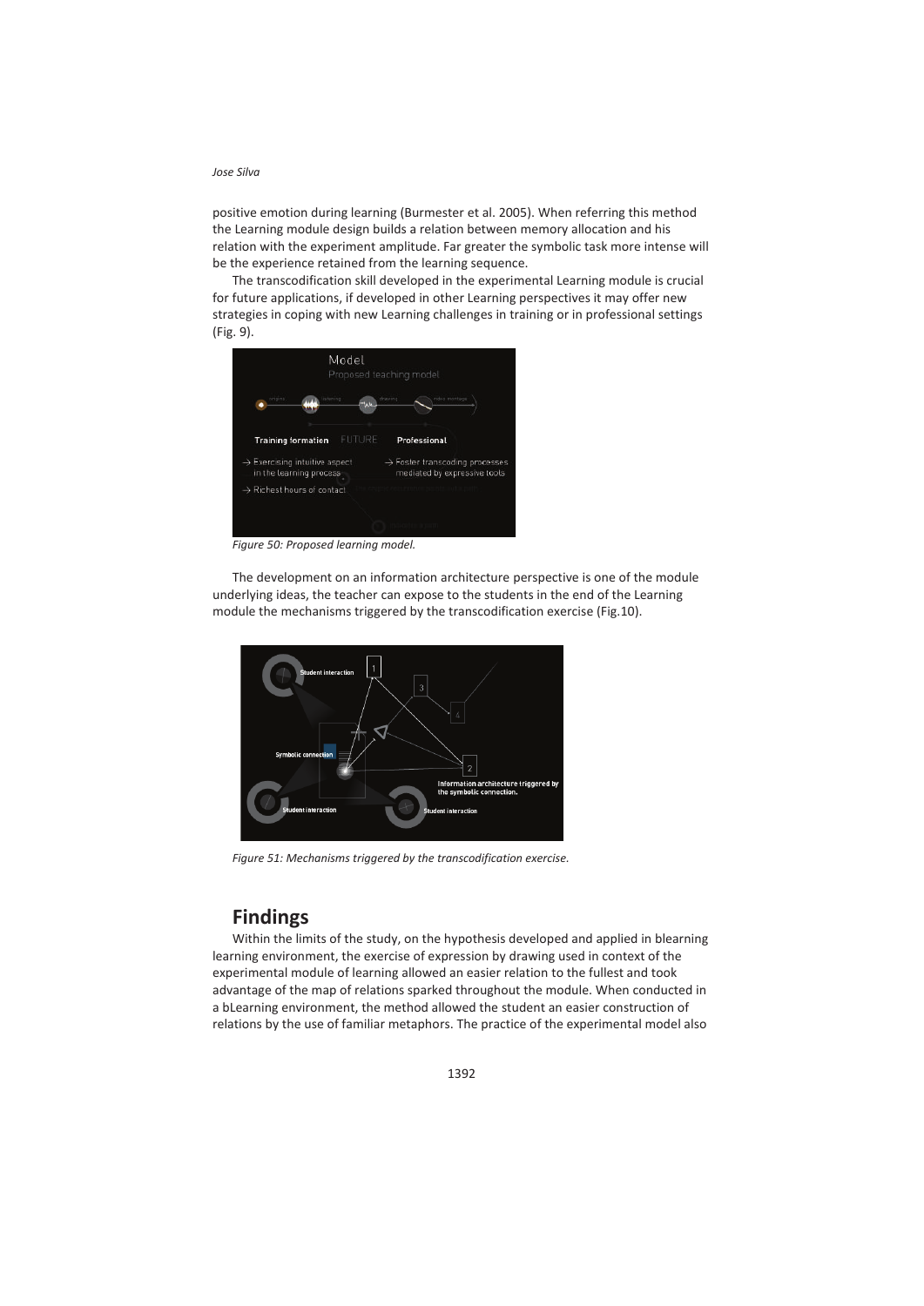positive emotion during learning (Burmester et al. 2005). When referring this method the Learning module design builds a relation between memory allocation and his relation with the experiment amplitude. Far greater the symbolic task more intense will be the experience retained from the learning sequence.

The transcodification skill developed in the experimental Learning module is crucial for future applications, if developed in other Learning perspectives it may offer new strategies in coping with new Learning challenges in training or in professional settings (Fig. 9).

Model

Proposed teaching model

origins

listening

drawing

video montage

Training formation

FUTURE

Professional

→ Exercising intuitive aspect in the learning process

→ Richest hours of contact

→ Foster transcoding processes mediated by expressive tools

*Figure 50: Proposed learning model.*

The development on an information architecture perspective is one of the module underlying ideas, the teacher can expose to the students in the end of the Learning module the mechanisms triggered by the transcodification exercise (Fig.10).

Student interaction

1

3

4

Symbolic connection

2

Information architecture triggered by the symbolic connection.

Student interaction

Student interaction

*Figure 51: Mechanisms triggered by the transcodification exercise.*

## Findings

Within the limits of the study, on the hypothesis developed and applied in blearning learning environment, the exercise of expression by drawing used in context of the experimental module of learning allowed an easier relation to the fullest and took advantage of the map of relations sparked throughout the module. When conducted in a bLearning environment, the method allowed the student an easier construction of relations by the use of familiar metaphors. The practice of the experimental model also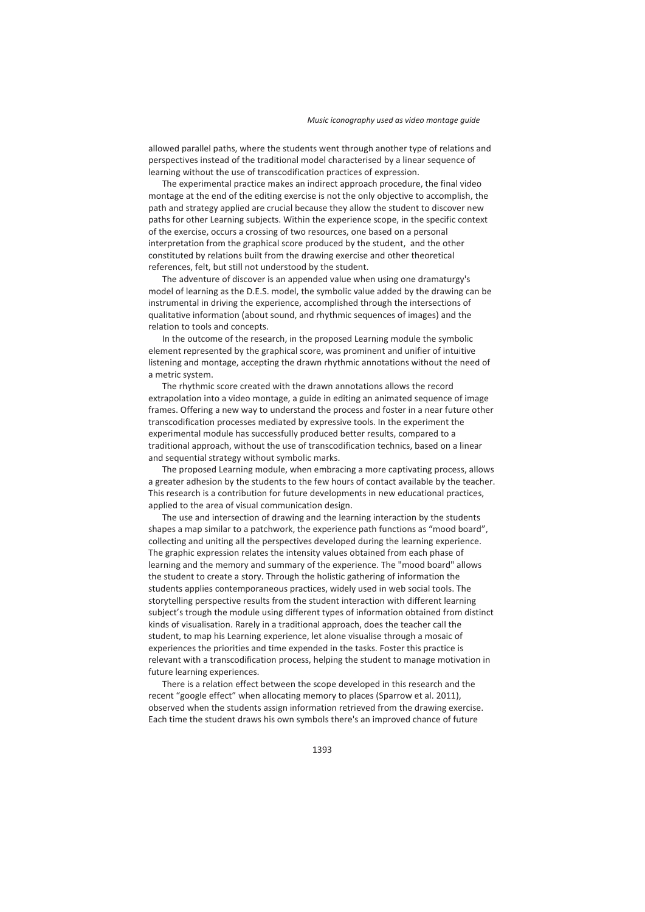allowed parallel paths, where the students went through another type of relations and perspectives instead of the traditional model characterised by a linear sequence of learning without the use of transcodification practices of expression.

The experimental practice makes an indirect approach procedure, the final video montage at the end of the editing exercise is not the only objective to accomplish, the path and strategy applied are crucial because they allow the student to discover new paths for other Learning subjects. Within the experience scope, in the specific context of the exercise, occurs a crossing of two resources, one based on a personal interpretation from the graphical score produced by the student, and the other constituted by relations built from the drawing exercise and other theoretical references, felt, but still not understood by the student.

The adventure of discover is an appended value when using one dramaturgy's model of learning as the D.E.S. model, the symbolic value added by the drawing can be instrumental in driving the experience, accomplished through the intersections of qualitative information (about sound, and rhythmic sequences of images) and the relation to tools and concepts.

In the outcome of the research, in the proposed Learning module the symbolic element represented by the graphical score, was prominent and unifier of intuitive listening and montage, accepting the drawn rhythmic annotations without the need of a metric system.

The rhythmic score created with the drawn annotations allows the record extrapolation into a video montage, a guide in editing an animated sequence of image frames. Offering a new way to understand the process and foster in a near future other transcodification processes mediated by expressive tools. In the experiment the experimental module has successfully produced better results, compared to a traditional approach, without the use of transcodification technics, based on a linear and sequential strategy without symbolic marks.

The proposed Learning module, when embracing a more captivating process, allows a greater adhesion by the students to the few hours of contact available by the teacher. This research is a contribution for future developments in new educational practices, applied to the area of visual communication design.

The use and intersection of drawing and the learning interaction by the students shapes a map similar to a patchwork, the experience path functions as "mood board", collecting and uniting all the perspectives developed during the learning experience. The graphic expression relates the intensity values obtained from each phase of learning and the memory and summary of the experience. The "mood board" allows the student to create a story. Through the holistic gathering of information the students applies contemporaneous practices, widely used in web social tools. The storytelling perspective results from the student interaction with different learning subject's trough the module using different types of information obtained from distinct kinds of visualisation. Rarely in a traditional approach, does the teacher call the student, to map his Learning experience, let alone visualise through a mosaic of experiences the priorities and time expended in the tasks. Foster this practice is relevant with a transcodification process, helping the student to manage motivation in future learning experiences.

There is a relation effect between the scope developed in this research and the recent "google effect" when allocating memory to places (Sparrow et al. 2011), observed when the students assign information retrieved from the drawing exercise. Each time the student draws his own symbols there's an improved chance of future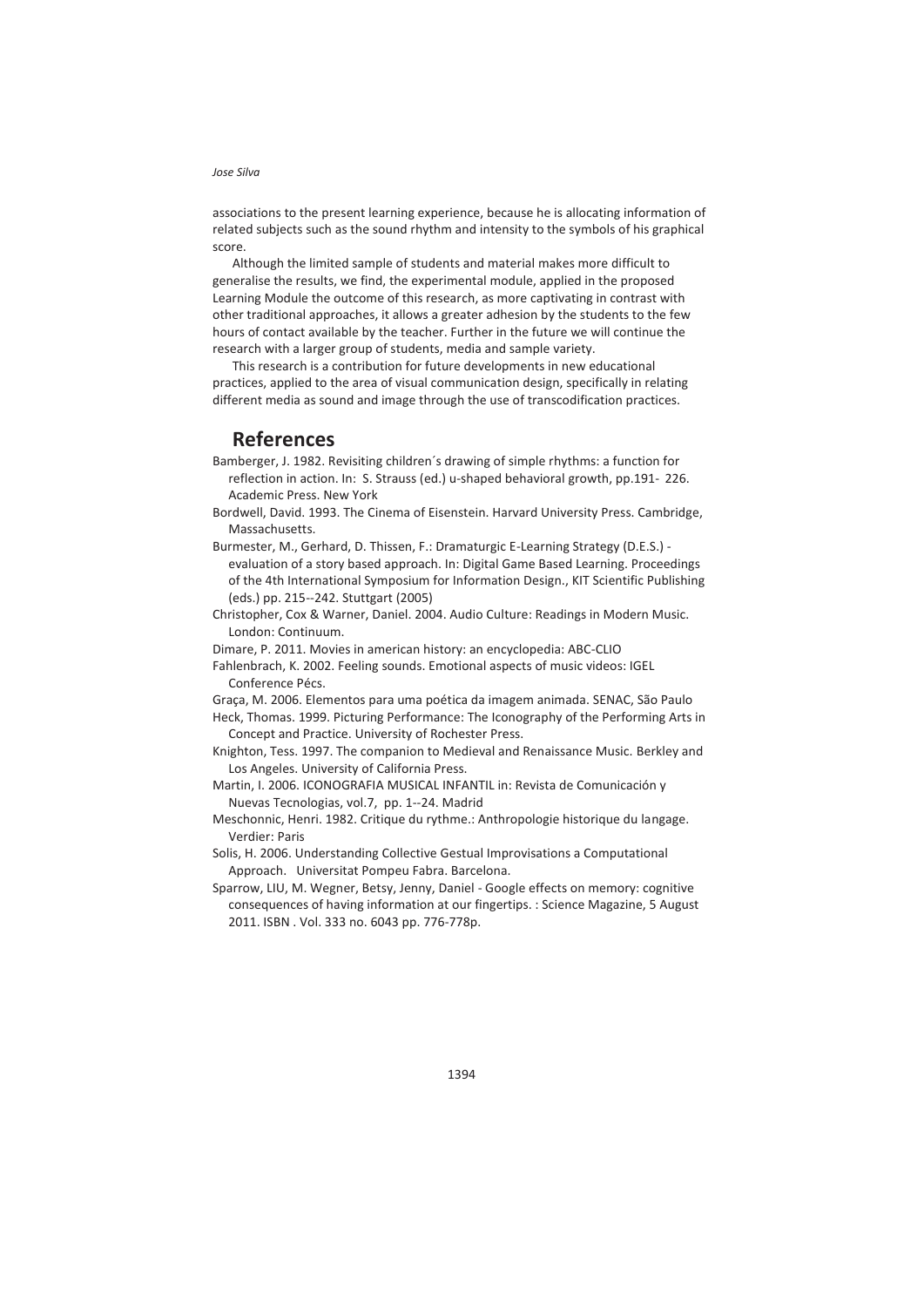associations to the present learning experience, because he is allocating information of related subjects such as the sound rhythm and intensity to the symbols of his graphical score.

Although the limited sample of students and material makes more difficult to generalise the results, we find, the experimental module, applied in the proposed Learning Module the outcome of this research, as more captivating in contrast with other traditional approaches, it allows a greater adhesion by the students to the few hours of contact available by the teacher. Further in the future we will continue the research with a larger group of students, media and sample variety.

This research is a contribution for future developments in new educational practices, applied to the area of visual communication design, specifically in relating different media as sound and image through the use of transcodification practices.

## References

Bamberger, J. 1982. Revisiting children´s drawing of simple rhythms: a function for reflection in action. In: S. Strauss (ed.) u-shaped behavioral growth, pp.191- 226. Academic Press. New York

Bordwell, David. 1993. The Cinema of Eisenstein. Harvard University Press. Cambridge, Massachusetts.

Burmester, M., Gerhard, D. Thissen, F.: Dramaturgic E-Learning Strategy (D.E.S.) - evaluation of a story based approach. In: Digital Game Based Learning. Proceedings of the 4th International Symposium for Information Design., KIT Scientific Publishing (eds.) pp. 215--242. Stuttgart (2005)

Christopher, Cox & Warner, Daniel. 2004. Audio Culture: Readings in Modern Music. London: Continuum.

Dimare, P. 2011. Movies in american history: an encyclopedia: ABC-CLIO

Fahlenbrach, K. 2002. Feeling sounds. Emotional aspects of music videos: IGEL Conference Pécs.

Graça, M. 2006. Elementos para uma poética da imagem animada. SENAC, São Paulo

Heck, Thomas. 1999. Picturing Performance: The Iconography of the Performing Arts in Concept and Practice. University of Rochester Press.

Knighton, Tess. 1997. The companion to Medieval and Renaissance Music. Berkley and Los Angeles. University of California Press.

Martin, I. 2006. ICONOGRAFIA MUSICAL INFANTIL in: Revista de Comunicación y Nuevas Tecnologias, vol.7, pp. 1--24. Madrid

Meschonnic, Henri. 1982. Critique du rythme.: Anthropologie historique du langage. Verdier: Paris

Solis, H. 2006. Understanding Collective Gestual Improvisations a Computational Approach. Universitat Pompeu Fabra. Barcelona.

Sparrow, LIU, M. Wegner, Betsy, Jenny, Daniel - Google effects on memory: cognitive consequences of having information at our fingertips. : Science Magazine, 5 August 2011. ISBN . Vol. 333 no. 6043 pp. 776-778p.